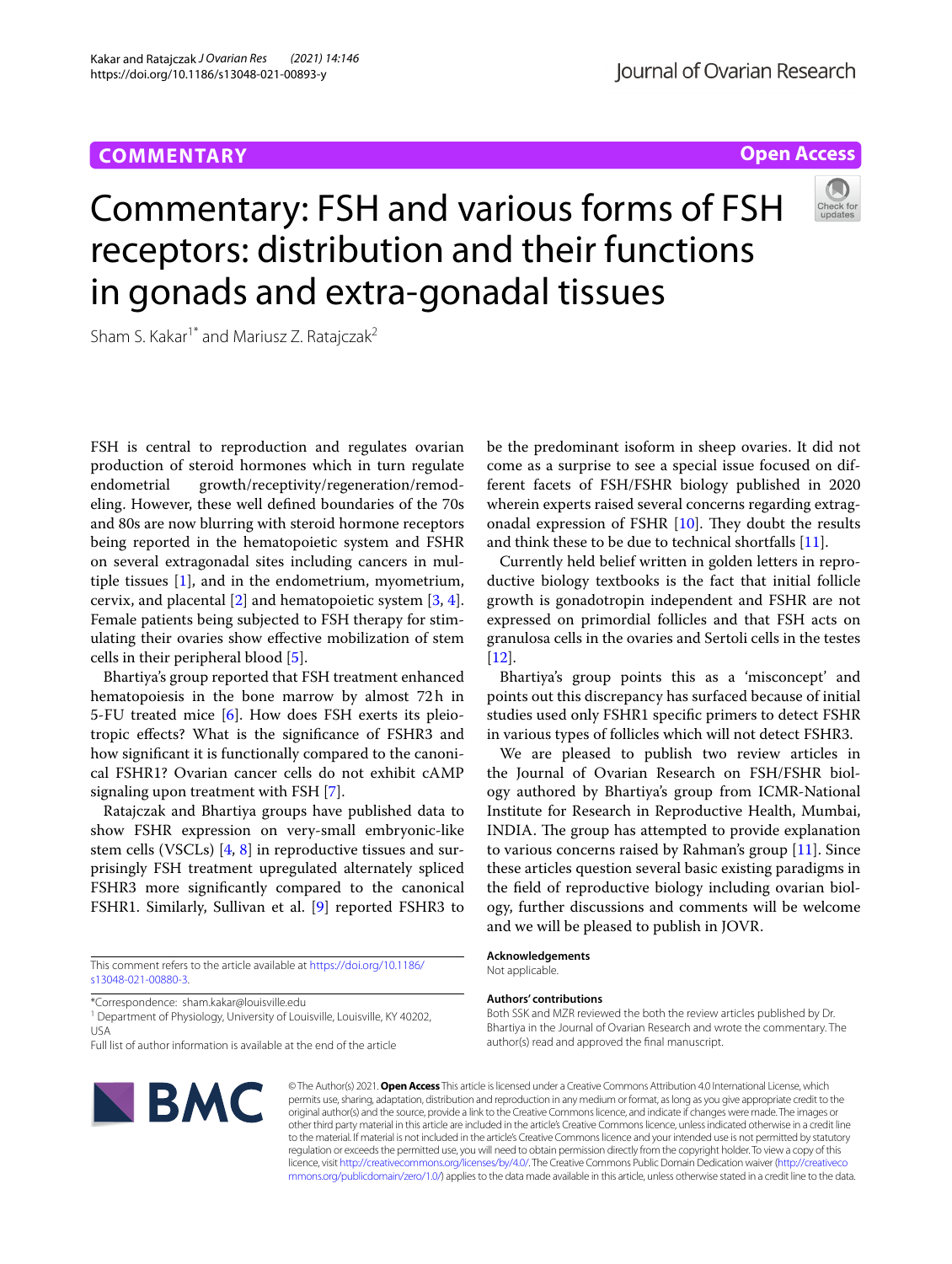COMMENTARY

Open Access

# Commentary: FSH and various forms of FSH receptors: distribution and their functions in gonads and extra-gonadal tissues

Sham S. Kakar[1*] and Mariusz Z. Ratajczak[2]

FSH is central to reproduction and regulates ovarian production of steroid hormones which in turn regulate endometrial growth/receptivity/regeneration/remodeling. However, these well defined boundaries of the 70s and 80s are now blurring with steroid hormone receptors being reported in the hematopoietic system and FSHR on several extragonadal sites including cancers in multiple tissues [1], and in the endometrium, myometrium, cervix, and placental [2] and hematopoietic system [3, 4]. Female patients being subjected to FSH therapy for stimulating their ovaries show effective mobilization of stem cells in their peripheral blood [5].

Bhartiya's group reported that FSH treatment enhanced hematopoiesis in the bone marrow by almost 72 h in 5-FU treated mice [6]. How does FSH exerts its pleiotropic effects? What is the significance of FSHR3 and how significant it is functionally compared to the canonical FSHR1? Ovarian cancer cells do not exhibit cAMP signaling upon treatment with FSH [7].

Ratajczak and Bhartiya groups have published data to show FSHR expression on very-small embryonic-like stem cells (VSCLs) [4, 8] in reproductive tissues and surprisingly FSH treatment upregulated alternately spliced FSHR3 more significantly compared to the canonical FSHR1. Similarly, Sullivan et al. [9] reported FSHR3 to be the predominant isoform in sheep ovaries. It did not come as a surprise to see a special issue focused on different facets of FSH/FSHR biology published in 2020 wherein experts raised several concerns regarding extragonadal expression of FSHR [10]. They doubt the results and think these to be due to technical shortfalls [11].

Currently held belief written in golden letters in reproductive biology textbooks is the fact that initial follicle growth is gonadotropin independent and FSHR are not expressed on primordial follicles and that FSH acts on granulosa cells in the ovaries and Sertoli cells in the testes [12].

Bhartiya's group points this as a 'misconcept' and points out this discrepancy has surfaced because of initial studies used only FSHR1 specific primers to detect FSHR in various types of follicles which will not detect FSHR3.

We are pleased to publish two review articles in the Journal of Ovarian Research on FSH/FSHR biology authored by Bhartiya's group from ICMR-National Institute for Research in Reproductive Health, Mumbai, INDIA. The group has attempted to provide explanation to various concerns raised by Rahman's group [11]. Since these articles question several basic existing paradigms in the field of reproductive biology including ovarian biology, further discussions and comments will be welcome and we will be pleased to publish in JOVR.

This comment refers to the article available at https://doi.org/10.1186/s13048-021-00880-3.

*Correspondence: sham.kakar@louisville.edu

[1] Department of Physiology, University of Louisville, Louisville, KY 40202, USA

Full list of author information is available at the end of the article

**Acknowledgements**

Not applicable.

**Authors' contributions**

Both SSK and MZR reviewed the both the review articles published by Dr. Bhartiya in the Journal of Ovarian Research and wrote the commentary. The author(s) read and approved the final manuscript.

© The Author(s) 2021. **Open Access** This article is licensed under a Creative Commons Attribution 4.0 International License, which permits use, sharing, adaptation, distribution and reproduction in any medium or format, as long as you give appropriate credit to the original author(s) and the source, provide a link to the Creative Commons licence, and indicate if changes were made. The images or other third party material in this article are included in the article's Creative Commons licence, unless indicated otherwise in a credit line to the material. If material is not included in the article's Creative Commons licence and your intended use is not permitted by statutory regulation or exceeds the permitted use, you will need to obtain permission directly from the copyright holder. To view a copy of this licence, visit http://creativecommons.org/licenses/by/4.0/. The Creative Commons Public Domain Dedication waiver (http://creativecommons.org/publicdomain/zero/1.0/) applies to the data made available in this article, unless otherwise stated in a credit line to the data.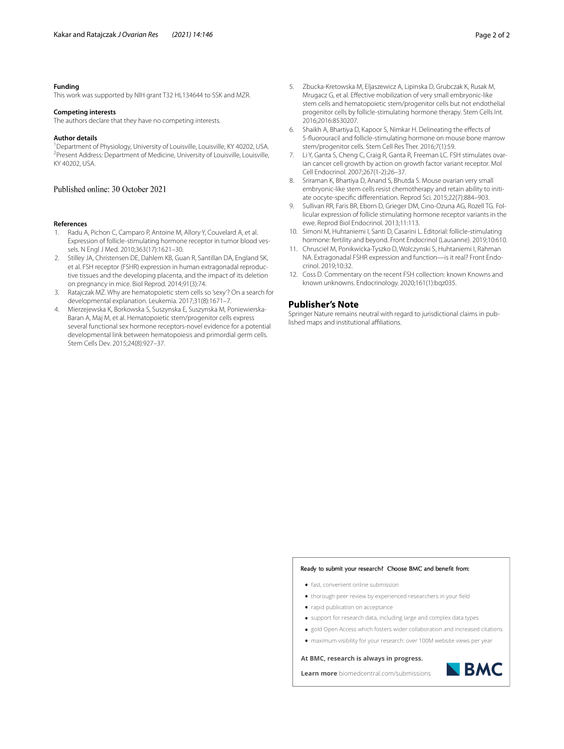### Funding

This work was supported by NIH grant T32 HL134644 to SSK and MZR.

### Competing interests

The authors declare that they have no competing interests.

### Author details

[1]Department of Physiology, University of Louisville, Louisville, KY 40202, USA. [2]Present Address: Department of Medicine, University of Louisville, Louisville, KY 40202, USA.

Published online: 30 October 2021

### References

1. Radu A, Pichon C, Camparo P, Antoine M, Allory Y, Couvelard A, et al. Expression of follicle-stimulating hormone receptor in tumor blood vessels. N Engl J Med. 2010;363(17):1621–30.
2. Stilley JA, Christensen DE, Dahlem KB, Guan R, Santillan DA, England SK, et al. FSH receptor (FSHR) expression in human extragonadal reproductive tissues and the developing placenta, and the impact of its deletion on pregnancy in mice. Biol Reprod. 2014;91(3):74.
3. Ratajczak MZ. Why are hematopoietic stem cells so 'sexy'? On a search for developmental explanation. Leukemia. 2017;31(8):1671–7.
4. Mierzejewska K, Borkowska S, Suszynska E, Suszynska M, Poniewierska-Baran A, Maj M, et al. Hematopoietic stem/progenitor cells express several functional sex hormone receptors-novel evidence for a potential developmental link between hematopoiesis and primordial germ cells. Stem Cells Dev. 2015;24(8):927–37.
5. Zbucka-Kretowska M, Eljaszewicz A, Lipinska D, Grubczak K, Rusak M, Mrugacz G, et al. Effective mobilization of very small embryonic-like stem cells and hematopoietic stem/progenitor cells but not endothelial progenitor cells by follicle-stimulating hormone therapy. Stem Cells Int. 2016;2016:8530207.
6. Shaikh A, Bhartiya D, Kapoor S, Nimkar H. Delineating the effects of 5-fluorouracil and follicle-stimulating hormone on mouse bone marrow stem/progenitor cells. Stem Cell Res Ther. 2016;7(1):59.
7. Li Y, Ganta S, Cheng C, Craig R, Ganta R, Freeman LC. FSH stimulates ovarian cancer cell growth by action on growth factor variant receptor. Mol Cell Endocrinol. 2007;267(1-2):26–37.
8. Sriraman K, Bhartiya D, Anand S, Bhutda S. Mouse ovarian very small embryonic-like stem cells resist chemotherapy and retain ability to initiate oocyte-specific differentiation. Reprod Sci. 2015;22(7):884–903.
9. Sullivan RR, Faris BR, Eborn D, Grieger DM, Cino-Ozuna AG, Rozell TG. Follicular expression of follicle stimulating hormone receptor variants in the ewe. Reprod Biol Endocrinol. 2013;11:113.
10. Simoni M, Huhtaniemi I, Santi D, Casarini L. Editorial: follicle-stimulating hormone: fertility and beyond. Front Endocrinol (Lausanne). 2019;10:610.
11. Chrusciel M, Ponikwicka-Tyszko D, Wolczynski S, Huhtaniemi I, Rahman NA. Extragonadal FSHR expression and function—is it real? Front Endocrinol. 2019;10:32.
12. Coss D. Commentary on the recent FSH collection: known Knowns and known unknowns. Endocrinology. 2020;161(1):bqz035.

## Publisher's Note

Springer Nature remains neutral with regard to jurisdictional claims in published maps and institutional affiliations.